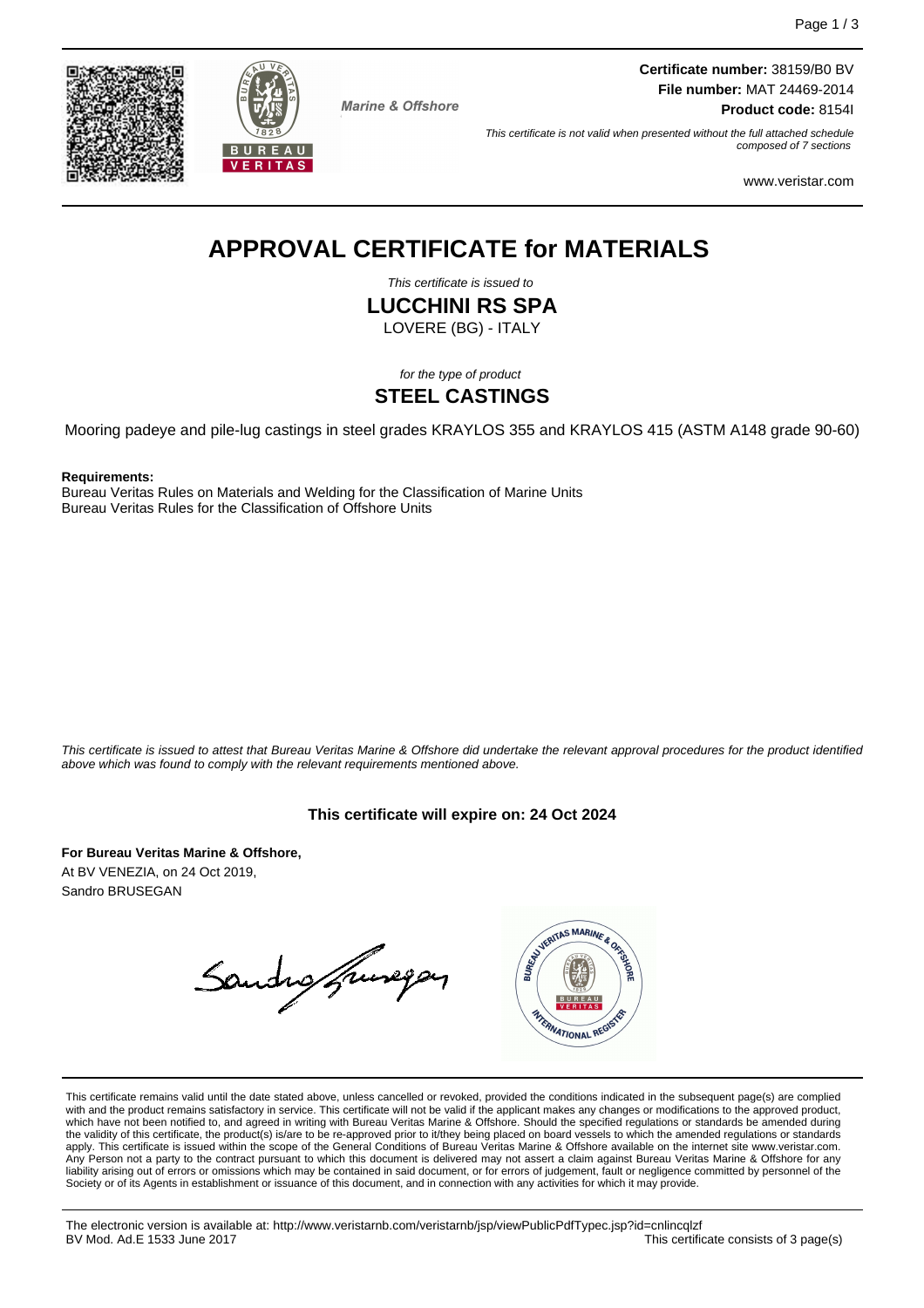**Certificate number:** 38159/B0 BV
**File number:** MAT 24469-2014
**Product code:** 8154I

Marine & Offshore

*This certificate is not valid when presented without the full attached schedule composed of 7 sections*

www.veristar.com

# APPROVAL CERTIFICATE for MATERIALS

*This certificate is issued to*

## LUCCHINI RS SPA

LOVERE (BG) - ITALY

*for the type of product*

## STEEL CASTINGS

Mooring padeye and pile-lug castings in steel grades KRAYLOS 355 and KRAYLOS 415 (ASTM A148 grade 90-60)

**Requirements:**
Bureau Veritas Rules on Materials and Welding for the Classification of Marine Units
Bureau Veritas Rules for the Classification of Offshore Units

*This certificate is issued to attest that Bureau Veritas Marine & Offshore did undertake the relevant approval procedures for the product identified above which was found to comply with the relevant requirements mentioned above.*

**This certificate will expire on: 24 Oct 2024**

**For Bureau Veritas Marine & Offshore,**
At BV VENEZIA, on 24 Oct 2019,
Sandro BRUSEGAN

This certificate remains valid until the date stated above, unless cancelled or revoked, provided the conditions indicated in the subsequent page(s) are complied with and the product remains satisfactory in service. This certificate will not be valid if the applicant makes any changes or modifications to the approved product, which have not been notified to, and agreed in writing with Bureau Veritas Marine & Offshore. Should the specified regulations or standards be amended during the validity of this certificate, the product(s) is/are to be re-approved prior to it/they being placed on board vessels to which the amended regulations or standards apply. This certificate is issued within the scope of the General Conditions of Bureau Veritas Marine & Offshore available on the internet site www.veristar.com. Any Person not a party to the contract pursuant to which this document is delivered may not assert a claim against Bureau Veritas Marine & Offshore for any liability arising out of errors or omissions which may be contained in said document, or for errors of judgement, fault or negligence committed by personnel of the Society or of its Agents in establishment or issuance of this document, and in connection with any activities for which it may provide.

The electronic version is available at: http://www.veristarnb.com/veristarnb/jsp/viewPublicPdfTypec.jsp?id=cnlincqlzf
BV Mod. Ad.E 1533 June 2017

This certificate consists of 3 page(s)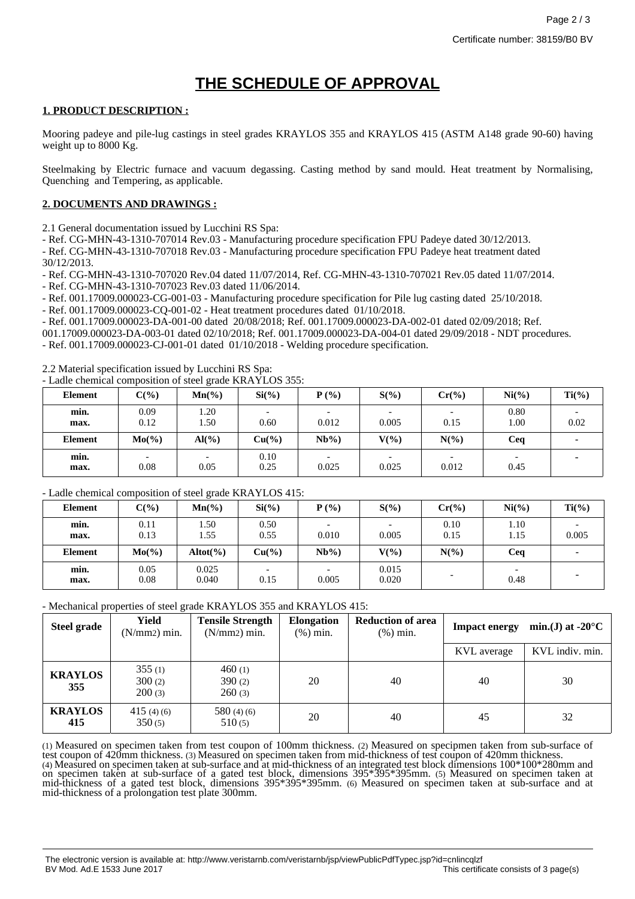Certificate number: 38159/B0 BV

# THE SCHEDULE OF APPROVAL

## 1. PRODUCT DESCRIPTION :

Mooring padeye and pile-lug castings in steel grades KRAYLOS 355 and KRAYLOS 415 (ASTM A148 grade 90-60) having weight up to 8000 Kg.

Steelmaking by Electric furnace and vacuum degassing. Casting method by sand mould. Heat treatment by Normalising, Quenching and Tempering, as applicable.

## 2. DOCUMENTS AND DRAWINGS :

2.1 General documentation issued by Lucchini RS Spa:

- Ref. CG-MHN-43-1310-707014 Rev.03 - Manufacturing procedure specification FPU Padeye dated 30/12/2013.
- Ref. CG-MHN-43-1310-707018 Rev.03 - Manufacturing procedure specification FPU Padeye heat treatment dated 30/12/2013.
- Ref. CG-MHN-43-1310-707020 Rev.04 dated 11/07/2014, Ref. CG-MHN-43-1310-707021 Rev.05 dated 11/07/2014.
- Ref. CG-MHN-43-1310-707023 Rev.03 dated 11/06/2014.
- Ref. 001.17009.000023-CG-001-03 - Manufacturing procedure specification for Pile lug casting dated 25/10/2018.
- Ref. 001.17009.000023-CQ-001-02 - Heat treatment procedures dated 01/10/2018.
- Ref. 001.17009.000023-DA-001-00 dated 20/08/2018; Ref. 001.17009.000023-DA-002-01 dated 02/09/2018; Ref. 001.17009.000023-DA-003-01 dated 02/10/2018; Ref. 001.17009.000023-DA-004-01 dated 29/09/2018 - NDT procedures.
- Ref. 001.17009.000023-CJ-001-01 dated 01/10/2018 - Welding procedure specification.

2.2 Material specification issued by Lucchini RS Spa:

- Ladle chemical composition of steel grade KRAYLOS 355:

| Element | C(%) | Mn(%) | Si(%) | P (%) | S(%) | Cr(%) | Ni(%) | Ti(%) |
|---|---|---|---|---|---|---|---|---|
| min.<br>max. | 0.09<br>0.12 | 1.20<br>1.50 | -<br>0.60 | -<br>0.012 | -<br>0.005 | -<br>0.15 | 0.80<br>1.00 | -<br>0.02 |
| **Element** | **Mo(%)** | **Al(%)** | **Cu(%)** | **Nb%)** | **V(%)** | **N(%)** | **Ceq** | **-** |
| min.<br>max. | -<br>0.08 | -<br>0.05 | 0.10<br>0.25 | -<br>0.025 | -<br>0.025 | -<br>0.012 | -<br>0.45 | - |

- Ladle chemical composition of steel grade KRAYLOS 415:

| Element | C(%) | Mn(%) | Si(%) | P (%) | S(%) | Cr(%) | Ni(%) | Ti(%) |
|---|---|---|---|---|---|---|---|---|
| min.<br>max. | 0.11<br>0.13 | 1.50<br>1.55 | 0.50<br>0.55 | -<br>0.010 | -<br>0.005 | 0.10<br>0.15 | 1.10<br>1.15 | -<br>0.005 |
| **Element** | **Mo(%)** | **Altot(%)** | **Cu(%)** | **Nb%)** | **V(%)** | **N(%)** | **Ceq** | **-** |
| min.<br>max. | 0.05<br>0.08 | 0.025<br>0.040 | -<br>0.15 | -<br>0.005 | 0.015<br>0.020 | - | -<br>0.48 | - |

- Mechanical properties of steel grade KRAYLOS 355 and KRAYLOS 415:

| Steel grade | Yield (N/mm2) min. | Tensile Strength (N/mm2) min. | Elongation (%) min. | Reduction of area (%) min. | Impact energy min.(J) at -20°C | |
|---|---|---|---|---|---|---|
| | | | | | KVL average | KVL indiv. min. |
| **KRAYLOS 355** | 355 (1)<br>300 (2)<br>200 (3) | 460 (1)<br>390 (2)<br>260 (3) | 20 | 40 | 40 | 30 |
| **KRAYLOS 415** | 415 (4) (6)<br>350 (5) | 580 (4) (6)<br>510 (5) | 20 | 40 | 45 | 32 |

(1) Measured on specimen taken from test coupon of 100mm thickness. (2) Measured on specipmen taken from sub-surface of test coupon of 420mm thickness. (3) Measured on specimen taken from mid-thickness of test coupon of 420mm thickness. (4) Measured on specimen taken at sub-surface and at mid-thickness of an integrated test block dimensions 100*100*280mm and on specimen taken at sub-surface of a gated test block, dimensions 395*395*395mm. (5) Measured on specimen taken at mid-thickness of a gated test block, dimensions 395*395*395mm. (6) Measured on specimen taken at sub-surface and at mid-thickness of a prolongation test plate 300mm.

The electronic version is available at: http://www.veristarnb.com/veristarnb/jsp/viewPublicPdfTypec.jsp?id=cnlincqlzf
BV Mod. Ad.E 1533 June 2017
This certificate consists of 3 page(s)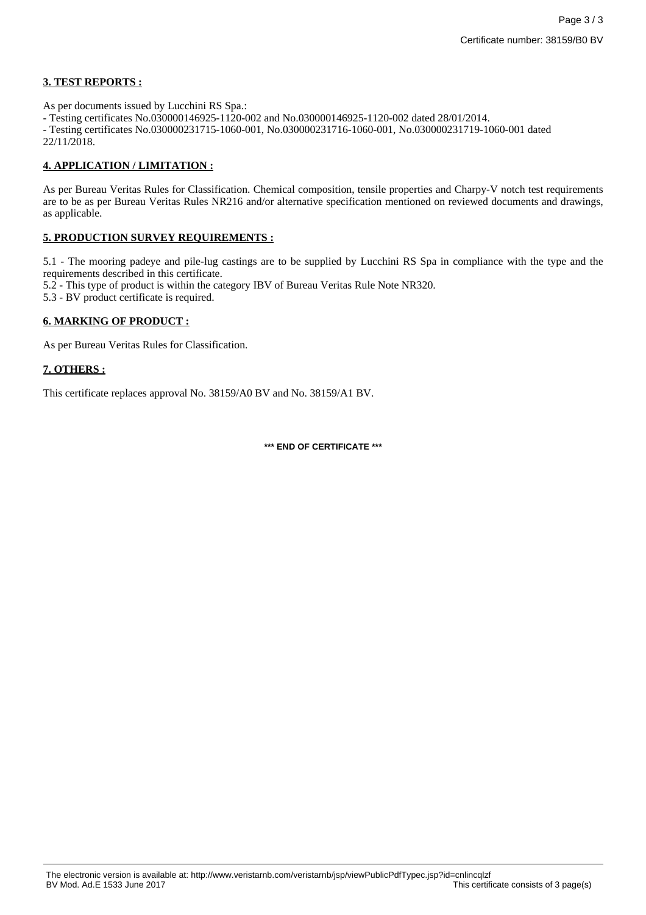## 3. TEST REPORTS :

As per documents issued by Lucchini RS Spa.:

- Testing certificates No.030000146925-1120-002 and No.030000146925-1120-002 dated 28/01/2014.
- Testing certificates No.030000231715-1060-001, No.030000231716-1060-001, No.030000231719-1060-001 dated 22/11/2018.

## 4. APPLICATION / LIMITATION :

As per Bureau Veritas Rules for Classification. Chemical composition, tensile properties and Charpy-V notch test requirements are to be as per Bureau Veritas Rules NR216 and/or alternative specification mentioned on reviewed documents and drawings, as applicable.

## 5. PRODUCTION SURVEY REQUIREMENTS :

5.1 - The mooring padeye and pile-lug castings are to be supplied by Lucchini RS Spa in compliance with the type and the requirements described in this certificate.

5.2 - This type of product is within the category IBV of Bureau Veritas Rule Note NR320.

5.3 - BV product certificate is required.

## 6. MARKING OF PRODUCT :

As per Bureau Veritas Rules for Classification.

## 7. OTHERS :

This certificate replaces approval No. 38159/A0 BV and No. 38159/A1 BV.

**\*\*\* END OF CERTIFICATE \*\*\***

The electronic version is available at: http://www.veristarnb.com/veristarnb/jsp/viewPublicPdfTypec.jsp?id=cnlincqlzf

BV Mod. Ad.E 1533 June 2017